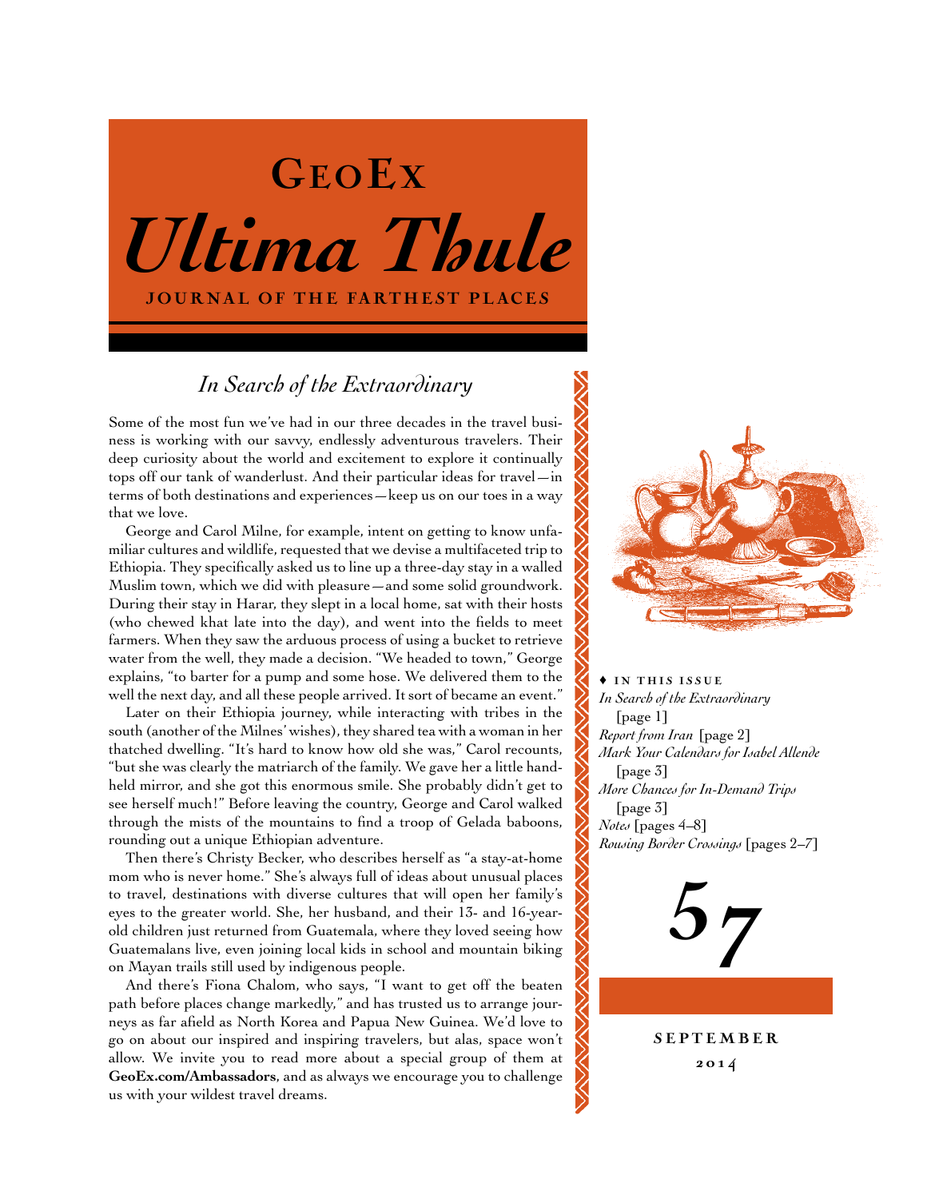# GeoEx

# *Ultima Thule*

**JOURNAL OF THE FARTHEST PLACES**

## *In Search of the Extraordinary*

Some of the most fun we've had in our three decades in the travel business is working with our savvy, endlessly adventurous travelers. Their deep curiosity about the world and excitement to explore it continually tops off our tank of wanderlust. And their particular ideas for travel—in terms of both destinations and experiences—keep us on our toes in a way that we love.

George and Carol Milne, for example, intent on getting to know unfamiliar cultures and wildlife, requested that we devise a multifaceted trip to Ethiopia. They specifically asked us to line up a three-day stay in a walled Muslim town, which we did with pleasure—and some solid groundwork. During their stay in Harar, they slept in a local home, sat with their hosts (who chewed khat late into the day), and went into the fields to meet farmers. When they saw the arduous process of using a bucket to retrieve water from the well, they made a decision. "We headed to town," George explains, "to barter for a pump and some hose. We delivered them to the well the next day, and all these people arrived. It sort of became an event."

Later on their Ethiopia journey, while interacting with tribes in the south (another of the Milnes' wishes), they shared tea with a woman in her thatched dwelling. "It's hard to know how old she was," Carol recounts, "but she was clearly the matriarch of the family. We gave her a little handheld mirror, and she got this enormous smile. She probably didn't get to see herself much!" Before leaving the country, George and Carol walked through the mists of the mountains to find a troop of Gelada baboons, rounding out a unique Ethiopian adventure.

Then there's Christy Becker, who describes herself as "a stay-at-home mom who is never home." She's always full of ideas about unusual places to travel, destinations with diverse cultures that will open her family's eyes to the greater world. She, her husband, and their 13- and 16-year-old children just returned from Guatemala, where they loved seeing how Guatemalans live, even joining local kids in school and mountain biking on Mayan trails still used by indigenous people.

And there's Fiona Chalom, who says, "I want to get off the beaten path before places change markedly," and has trusted us to arrange journeys as far afield as North Korea and Papua New Guinea. We'd love to go on about our inspired and inspiring travelers, but alas, space won't allow. We invite you to read more about a special group of them at **GeoEx.com/Ambassadors**, and as always we encourage you to challenge us with your wildest travel dreams.

♦ **IN THIS ISSUE**

*In Search of the Extraordinary* [page 1]
*Report from Iran* [page 2]
*Mark Your Calendars for Isabel Allende* [page 3]
*More Chances for In-Demand Trips* [page 3]
*Notes* [pages 4–8]
*Rousing Border Crossings* [pages 2–7]

**57**

**SEPTEMBER 2014**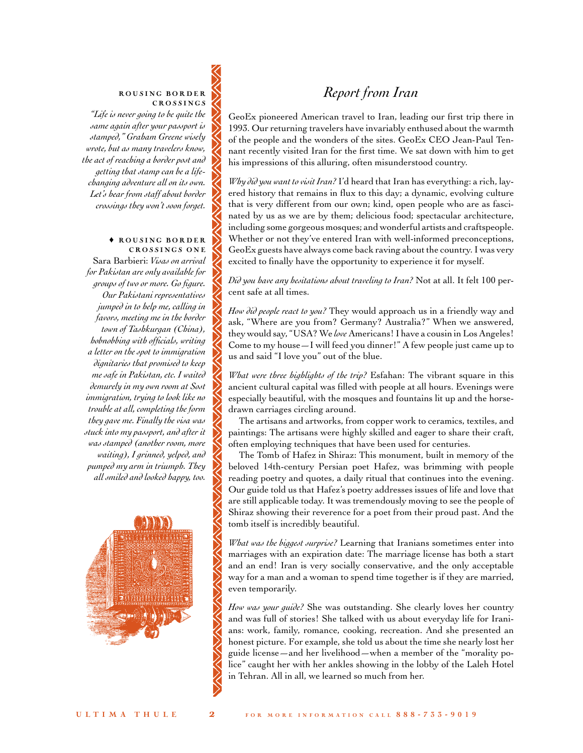#### ROUSING BORDER CROSSINGS

*"Life is never going to be quite the same again after your passport is stamped," Graham Greene wisely wrote, but as many travelers know, the act of reaching a border post and getting that stamp can be a life-changing adventure all on its own. Let's hear from staff about border crossings they won't soon forget.*

#### ♦ ROUSING BORDER CROSSINGS ONE

Sara Barbieri: *Visas on arrival for Pakistan are only available for groups of two or more. Go figure. Our Pakistani representatives jumped in to help me, calling in favors, meeting me in the border town of Tashkurgan (China), hobnobbing with officials, writing a letter on the spot to immigration dignitaries that promised to keep me safe in Pakistan, etc. I waited demurely in my own room at Sost immigration, trying to look like no trouble at all, completing the form they gave me. Finally the visa was stuck into my passport, and after it was stamped (another room, more waiting), I grinned, yelped, and pumped my arm in triumph. They all smiled and looked happy, too.*

# *Report from Iran*

GeoEx pioneered American travel to Iran, leading our first trip there in 1993. Our returning travelers have invariably enthused about the warmth of the people and the wonders of the sites. GeoEx CEO Jean-Paul Tennant recently visited Iran for the first time. We sat down with him to get his impressions of this alluring, often misunderstood country.

*Why did you want to visit Iran?* I'd heard that Iran has everything: a rich, layered history that remains in flux to this day; a dynamic, evolving culture that is very different from our own; kind, open people who are as fascinated by us as we are by them; delicious food; spectacular architecture, including some gorgeous mosques; and wonderful artists and craftspeople. Whether or not they've entered Iran with well-informed preconceptions, GeoEx guests have always come back raving about the country. I was very excited to finally have the opportunity to experience it for myself.

*Did you have any hesitations about traveling to Iran?* Not at all. It felt 100 percent safe at all times.

*How did people react to you?* They would approach us in a friendly way and ask, "Where are you from? Germany? Australia?" When we answered, they would say, "USA? We *love* Americans! I have a cousin in Los Angeles! Come to my house—I will feed you dinner!" A few people just came up to us and said "I love you" out of the blue.

*What were three highlights of the trip?* Esfahan: The vibrant square in this ancient cultural capital was filled with people at all hours. Evenings were especially beautiful, with the mosques and fountains lit up and the horse-drawn carriages circling around.

The artisans and artworks, from copper work to ceramics, textiles, and paintings: The artisans were highly skilled and eager to share their craft, often employing techniques that have been used for centuries.

The Tomb of Hafez in Shiraz: This monument, built in memory of the beloved 14th-century Persian poet Hafez, was brimming with people reading poetry and quotes, a daily ritual that continues into the evening. Our guide told us that Hafez's poetry addresses issues of life and love that are still applicable today. It was tremendously moving to see the people of Shiraz showing their reverence for a poet from their proud past. And the tomb itself is incredibly beautiful.

*What was the biggest surprise?* Learning that Iranians sometimes enter into marriages with an expiration date: The marriage license has both a start and an end! Iran is very socially conservative, and the only acceptable way for a man and a woman to spend time together is if they are married, even temporarily.

*How was your guide?* She was outstanding. She clearly loves her country and was full of stories! She talked with us about everyday life for Iranians: work, family, romance, cooking, recreation. And she presented an honest picture. For example, she told us about the time she nearly lost her guide license—and her livelihood—when a member of the "morality police" caught her with her ankles showing in the lobby of the Laleh Hotel in Tehran. All in all, we learned so much from her.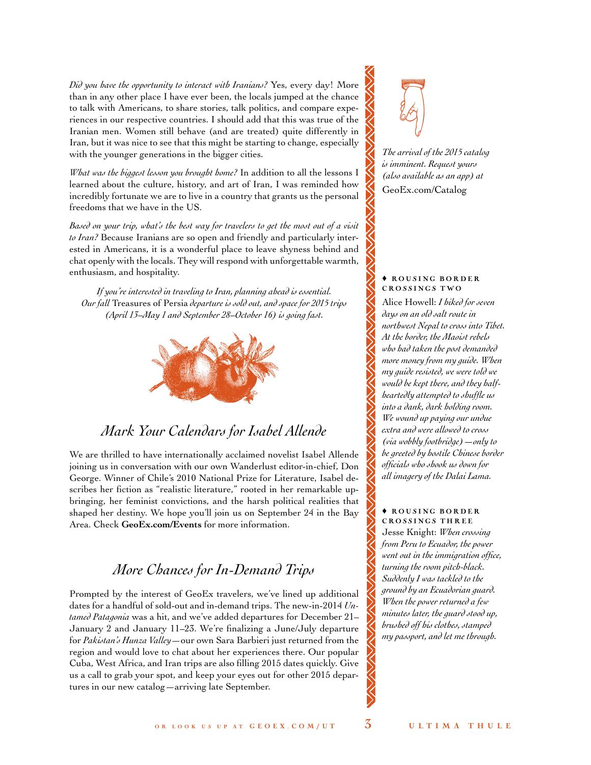*Did you have the opportunity to interact with Iranians?* Yes, every day! More than in any other place I have ever been, the locals jumped at the chance to talk with Americans, to share stories, talk politics, and compare experiences in our respective countries. I should add that this was true of the Iranian men. Women still behave (and are treated) quite differently in Iran, but it was nice to see that this might be starting to change, especially with the younger generations in the bigger cities.

*What was the biggest lesson you brought home?* In addition to all the lessons I learned about the culture, history, and art of Iran, I was reminded how incredibly fortunate we are to live in a country that grants us the personal freedoms that we have in the US.

*Based on your trip, what's the best way for travelers to get the most out of a visit to Iran?* Because Iranians are so open and friendly and particularly interested in Americans, it is a wonderful place to leave shyness behind and chat openly with the locals. They will respond with unforgettable warmth, enthusiasm, and hospitality.

*If you're interested in traveling to Iran, planning ahead is essential. Our fall* Treasures of Persia *departure is sold out, and space for 2015 trips (April 13–May 1 and September 28–October 16) is going fast.*

## *Mark Your Calendars for Isabel Allende*

We are thrilled to have internationally acclaimed novelist Isabel Allende joining us in conversation with our own Wanderlust editor-in-chief, Don George. Winner of Chile's 2010 National Prize for Literature, Isabel describes her fiction as "realistic literature," rooted in her remarkable upbringing, her feminist convictions, and the harsh political realities that shaped her destiny. We hope you'll join us on September 24 in the Bay Area. Check **GeoEx.com/Events** for more information.

## *More Chances for In-Demand Trips*

Prompted by the interest of GeoEx travelers, we've lined up additional dates for a handful of sold-out and in-demand trips. The new-in-2014 *Untamed Patagonia* was a hit, and we've added departures for December 21–January 2 and January 11–23. We're finalizing a June/July departure for *Pakistan's Hunza Valley*—our own Sara Barbieri just returned from the region and would love to chat about her experiences there. Our popular Cuba, West Africa, and Iran trips are also filling 2015 dates quickly. Give us a call to grab your spot, and keep your eyes out for other 2015 departures in our new catalog—arriving late September.

*The arrival of the 2015 catalog is imminent. Request yours (also available as an app) at* GeoEx.com/Catalog

### ♦ ROUSING BORDER CROSSINGS TWO

Alice Howell: *I hiked for seven days on an old salt route in northwest Nepal to cross into Tibet. At the border, the Maoist rebels who had taken the post demanded more money from my guide. When my guide resisted, we were told we would be kept there, and they half-heartedly attempted to shuffle us into a dank, dark holding room. We wound up paying our undue extra and were allowed to cross (via wobbly footbridge)—only to be greeted by hostile Chinese border officials who shook us down for all imagery of the Dalai Lama.*

### ♦ ROUSING BORDER CROSSINGS THREE

Jesse Knight: *When crossing from Peru to Ecuador, the power went out in the immigration office, turning the room pitch-black. Suddenly I was tackled to the ground by an Ecuadorian guard. When the power returned a few minutes later, the guard stood up, brushed off his clothes, stamped my passport, and let me through.*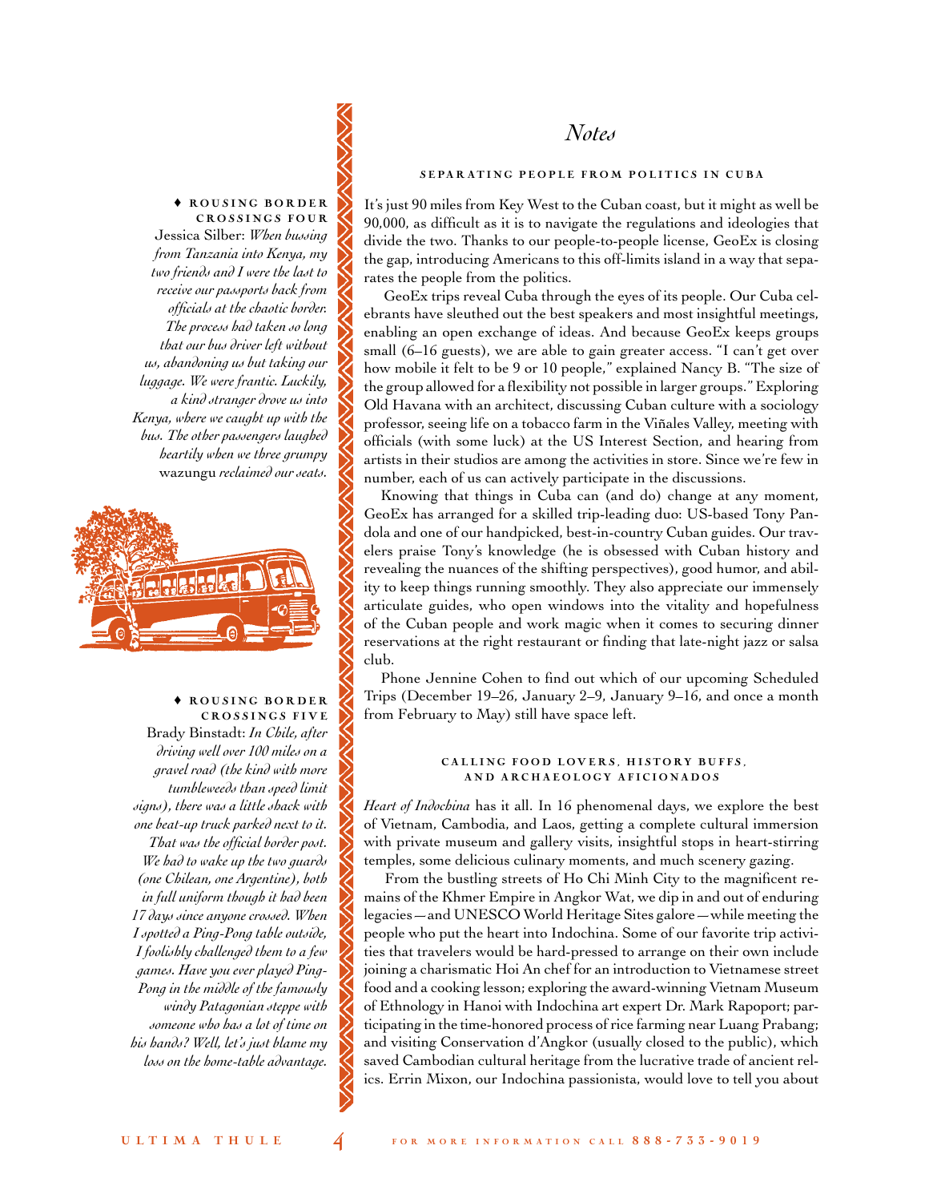# Notes

## SEPARATING PEOPLE FROM POLITICS IN CUBA

It's just 90 miles from Key West to the Cuban coast, but it might as well be 90,000, as difficult as it is to navigate the regulations and ideologies that divide the two. Thanks to our people-to-people license, GeoEx is closing the gap, introducing Americans to this off-limits island in a way that separates the people from the politics.

GeoEx trips reveal Cuba through the eyes of its people. Our Cuba celebrants have sleuthed out the best speakers and most insightful meetings, enabling an open exchange of ideas. And because GeoEx keeps groups small (6–16 guests), we are able to gain greater access. "I can't get over how mobile it felt to be 9 or 10 people," explained Nancy B. "The size of the group allowed for a flexibility not possible in larger groups." Exploring Old Havana with an architect, discussing Cuban culture with a sociology professor, seeing life on a tobacco farm in the Viñales Valley, meeting with officials (with some luck) at the US Interest Section, and hearing from artists in their studios are among the activities in store. Since we're few in number, each of us can actively participate in the discussions.

Knowing that things in Cuba can (and do) change at any moment, GeoEx has arranged for a skilled trip-leading duo: US-based Tony Pandola and one of our handpicked, best-in-country Cuban guides. Our travelers praise Tony's knowledge (he is obsessed with Cuban history and revealing the nuances of the shifting perspectives), good humor, and ability to keep things running smoothly. They also appreciate our immensely articulate guides, who open windows into the vitality and hopefulness of the Cuban people and work magic when it comes to securing dinner reservations at the right restaurant or finding that late-night jazz or salsa club.

Phone Jennine Cohen to find out which of our upcoming Scheduled Trips (December 19–26, January 2–9, January 9–16, and once a month from February to May) still have space left.

## CALLING FOOD LOVERS, HISTORY BUFFS, AND ARCHAEOLOGY AFICIONADOS

*Heart of Indochina* has it all. In 16 phenomenal days, we explore the best of Vietnam, Cambodia, and Laos, getting a complete cultural immersion with private museum and gallery visits, insightful stops in heart-stirring temples, some delicious culinary moments, and much scenery gazing.

From the bustling streets of Ho Chi Minh City to the magnificent remains of the Khmer Empire in Angkor Wat, we dip in and out of enduring legacies—and UNESCO World Heritage Sites galore—while meeting the people who put the heart into Indochina. Some of our favorite trip activities that travelers would be hard-pressed to arrange on their own include joining a charismatic Hoi An chef for an introduction to Vietnamese street food and a cooking lesson; exploring the award-winning Vietnam Museum of Ethnology in Hanoi with Indochina art expert Dr. Mark Rapoport; participating in the time-honored process of rice farming near Luang Prabang; and visiting Conservation d'Angkor (usually closed to the public), which saved Cambodian cultural heritage from the lucrative trade of ancient relics. Errin Mixon, our Indochina passionista, would love to tell you about

---

♦ **ROUSING BORDER CROSSINGS FOUR**

Jessica Silber: *When bussing from Tanzania into Kenya, my two friends and I were the last to receive our passports back from officials at the chaotic border. The process had taken so long that our bus driver left without us, abandoning us but taking our luggage. We were frantic. Luckily, a kind stranger drove us into Kenya, where we caught up with the bus. The other passengers laughed heartily when we three grumpy* wazungu *reclaimed our seats.*

♦ **ROUSING BORDER CROSSINGS FIVE**

Brady Binstadt: *In Chile, after driving well over 100 miles on a gravel road (the kind with more tumbleweeds than speed limit signs), there was a little shack with one beat-up truck parked next to it. That was the official border post. We had to wake up the two guards (one Chilean, one Argentine), both in full uniform though it had been 17 days since anyone crossed. When I spotted a Ping-Pong table outside, I foolishly challenged them to a few games. Have you ever played Ping-Pong in the middle of the famously windy Patagonian steppe with someone who has a lot of time on his hands? Well, let's just blame my loss on the home-table advantage.*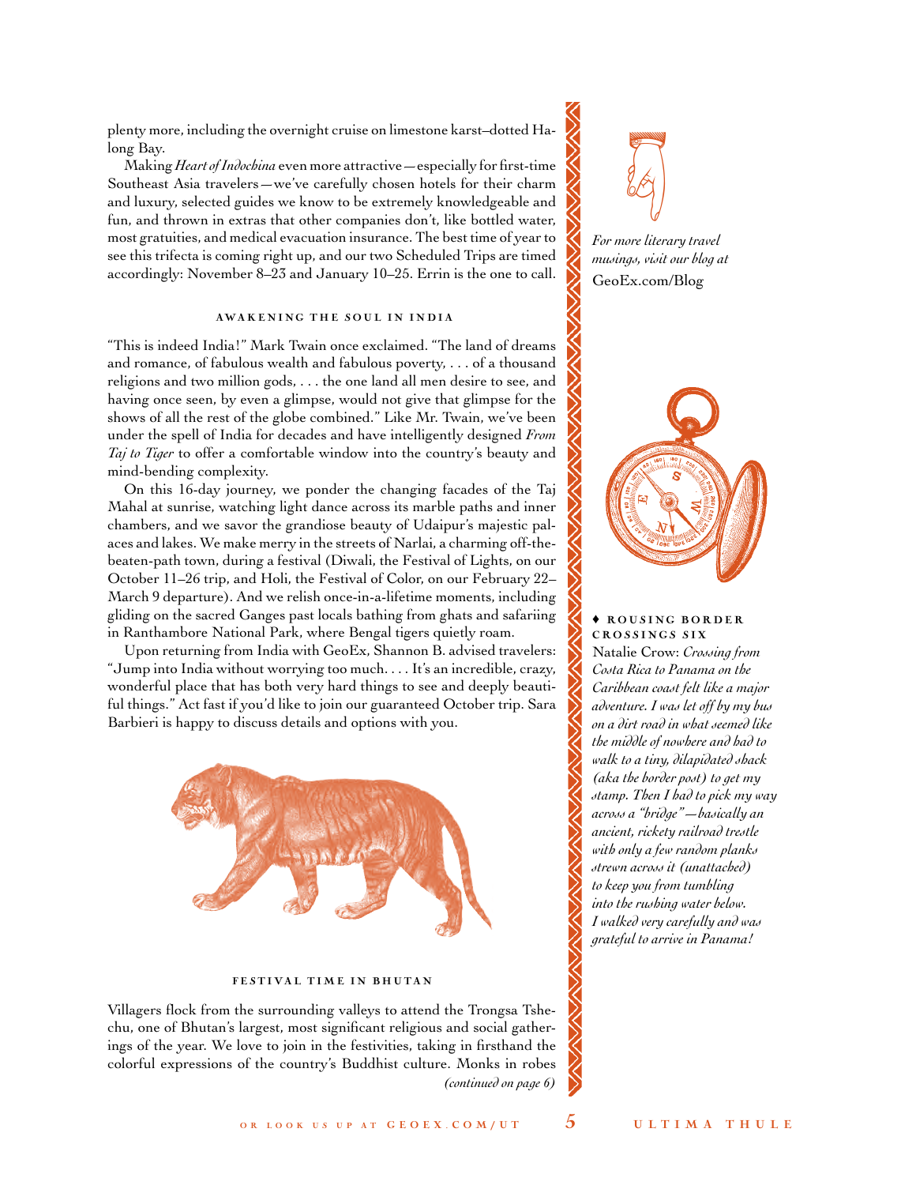plenty more, including the overnight cruise on limestone karst–dotted Halong Bay.

Making *Heart of Indochina* even more attractive—especially for first-time Southeast Asia travelers—we've carefully chosen hotels for their charm and luxury, selected guides we know to be extremely knowledgeable and fun, and thrown in extras that other companies don't, like bottled water, most gratuities, and medical evacuation insurance. The best time of year to see this trifecta is coming right up, and our two Scheduled Trips are timed accordingly: November 8–23 and January 10–25. Errin is the one to call.

### AWAKENING THE SOUL IN INDIA

"This is indeed India!" Mark Twain once exclaimed. "The land of dreams and romance, of fabulous wealth and fabulous poverty, . . . of a thousand religions and two million gods, . . . the one land all men desire to see, and having once seen, by even a glimpse, would not give that glimpse for the shows of all the rest of the globe combined." Like Mr. Twain, we've been under the spell of India for decades and have intelligently designed *From Taj to Tiger* to offer a comfortable window into the country's beauty and mind-bending complexity.

On this 16-day journey, we ponder the changing facades of the Taj Mahal at sunrise, watching light dance across its marble paths and inner chambers, and we savor the grandiose beauty of Udaipur's majestic palaces and lakes. We make merry in the streets of Narlai, a charming off-the-beaten-path town, during a festival (Diwali, the Festival of Lights, on our October 11–26 trip, and Holi, the Festival of Color, on our February 22–March 9 departure). And we relish once-in-a-lifetime moments, including gliding on the sacred Ganges past locals bathing from ghats and safariing in Ranthambore National Park, where Bengal tigers quietly roam.

Upon returning from India with GeoEx, Shannon B. advised travelers: "Jump into India without worrying too much. . . . It's an incredible, crazy, wonderful place that has both very hard things to see and deeply beautiful things." Act fast if you'd like to join our guaranteed October trip. Sara Barbieri is happy to discuss details and options with you.

### FESTIVAL TIME IN BHUTAN

Villagers flock from the surrounding valleys to attend the Trongsa Tshechu, one of Bhutan's largest, most significant religious and social gatherings of the year. We love to join in the festivities, taking in firsthand the colorful expressions of the country's Buddhist culture. Monks in robes

*(continued on page 6)*

*For more literary travel musings, visit our blog at* GeoEx.com/Blog

♦ **ROUSING BORDER CROSSINGS SIX**

Natalie Crow: *Crossing from Costa Rica to Panama on the Caribbean coast felt like a major adventure. I was let off by my bus on a dirt road in what seemed like the middle of nowhere and had to walk to a tiny, dilapidated shack (aka the border post) to get my stamp. Then I had to pick my way across a "bridge"—basically an ancient, rickety railroad trestle with only a few random planks strewn across it (unattached) to keep you from tumbling into the rushing water below. I walked very carefully and was grateful to arrive in Panama!*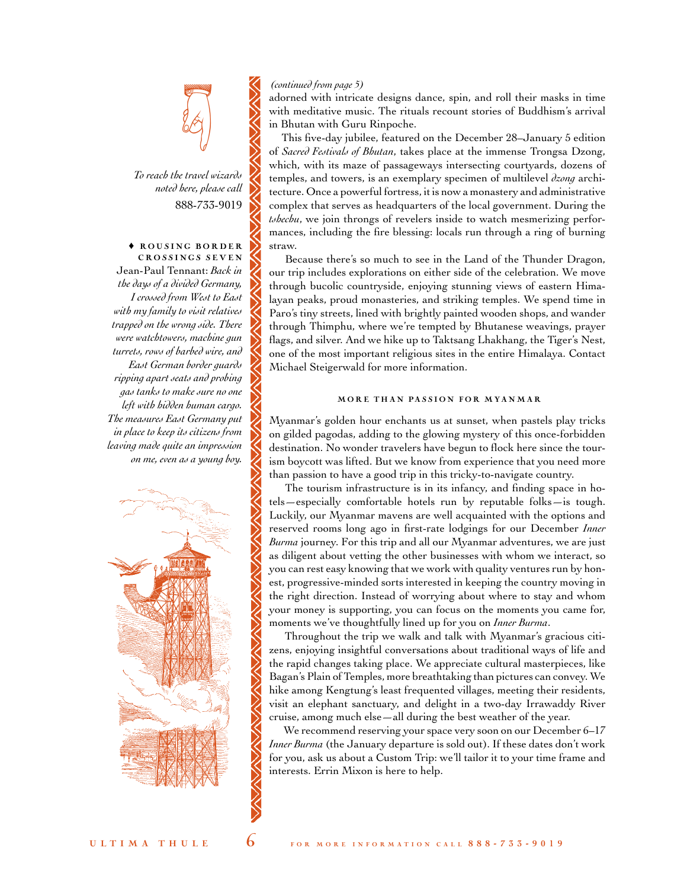*To reach the travel wizards noted here, please call* 888-733-9019

♦ **ROUSING BORDER CROSSINGS SEVEN**

Jean-Paul Tennant: *Back in the days of a divided Germany, I crossed from West to East with my family to visit relatives trapped on the wrong side. There were watchtowers, machine gun turrets, rows of barbed wire, and East German border guards ripping apart seats and probing gas tanks to make sure no one left with hidden human cargo. The measures East Germany put in place to keep its citizens from leaving made quite an impression on me, even as a young boy.*

*(continued from page 5)*

adorned with intricate designs dance, spin, and roll their masks in time with meditative music. The rituals recount stories of Buddhism's arrival in Bhutan with Guru Rinpoche.

This five-day jubilee, featured on the December 28–January 5 edition of *Sacred Festivals of Bhutan*, takes place at the immense Trongsa Dzong, which, with its maze of passageways intersecting courtyards, dozens of temples, and towers, is an exemplary specimen of multilevel *dzong* architecture. Once a powerful fortress, it is now a monastery and administrative complex that serves as headquarters of the local government. During the *tshechu*, we join throngs of revelers inside to watch mesmerizing performances, including the fire blessing: locals run through a ring of burning straw.

Because there's so much to see in the Land of the Thunder Dragon, our trip includes explorations on either side of the celebration. We move through bucolic countryside, enjoying stunning views of eastern Himalayan peaks, proud monasteries, and striking temples. We spend time in Paro's tiny streets, lined with brightly painted wooden shops, and wander through Thimphu, where we're tempted by Bhutanese weavings, prayer flags, and silver. And we hike up to Taktsang Lhakhang, the Tiger's Nest, one of the most important religious sites in the entire Himalaya. Contact Michael Steigerwald for more information.

## MORE THAN PASSION FOR MYANMAR

Myanmar's golden hour enchants us at sunset, when pastels play tricks on gilded pagodas, adding to the glowing mystery of this once-forbidden destination. No wonder travelers have begun to flock here since the tourism boycott was lifted. But we know from experience that you need more than passion to have a good trip in this tricky-to-navigate country.

The tourism infrastructure is in its infancy, and finding space in hotels—especially comfortable hotels run by reputable folks—is tough. Luckily, our Myanmar mavens are well acquainted with the options and reserved rooms long ago in first-rate lodgings for our December *Inner Burma* journey. For this trip and all our Myanmar adventures, we are just as diligent about vetting the other businesses with whom we interact, so you can rest easy knowing that we work with quality ventures run by honest, progressive-minded sorts interested in keeping the country moving in the right direction. Instead of worrying about where to stay and whom your money is supporting, you can focus on the moments you came for, moments we've thoughtfully lined up for you on *Inner Burma*.

Throughout the trip we walk and talk with Myanmar's gracious citizens, enjoying insightful conversations about traditional ways of life and the rapid changes taking place. We appreciate cultural masterpieces, like Bagan's Plain of Temples, more breathtaking than pictures can convey. We hike among Kengtung's least frequented villages, meeting their residents, visit an elephant sanctuary, and delight in a two-day Irrawaddy River cruise, among much else—all during the best weather of the year.

We recommend reserving your space very soon on our December 6–17 *Inner Burma* (the January departure is sold out). If these dates don't work for you, ask us about a Custom Trip: we'll tailor it to your time frame and interests. Errin Mixon is here to help.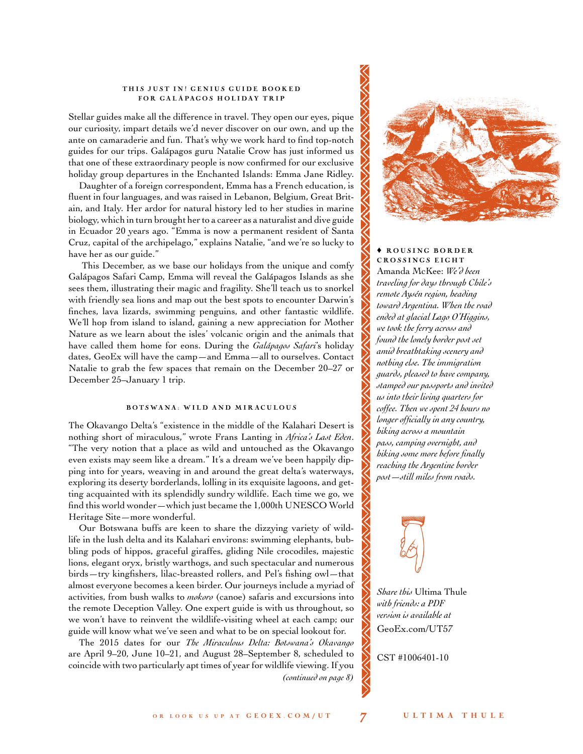### THIS JUST IN! GENIUS GUIDE BOOKED FOR GALÁPAGOS HOLIDAY TRIP

Stellar guides make all the difference in travel. They open our eyes, pique our curiosity, impart details we'd never discover on our own, and up the ante on camaraderie and fun. That's why we work hard to find top-notch guides for our trips. Galápagos guru Natalie Crow has just informed us that one of these extraordinary people is now confirmed for our exclusive holiday group departures in the Enchanted Islands: Emma Jane Ridley.

Daughter of a foreign correspondent, Emma has a French education, is fluent in four languages, and was raised in Lebanon, Belgium, Great Britain, and Italy. Her ardor for natural history led to her studies in marine biology, which in turn brought her to a career as a naturalist and dive guide in Ecuador 20 years ago. "Emma is now a permanent resident of Santa Cruz, capital of the archipelago," explains Natalie, "and we're so lucky to have her as our guide."

This December, as we base our holidays from the unique and comfy Galápagos Safari Camp, Emma will reveal the Galápagos Islands as she sees them, illustrating their magic and fragility. She'll teach us to snorkel with friendly sea lions and map out the best spots to encounter Darwin's finches, lava lizards, swimming penguins, and other fantastic wildlife. We'll hop from island to island, gaining a new appreciation for Mother Nature as we learn about the isles' volcanic origin and the animals that have called them home for eons. During the *Galápagos Safari*'s holiday dates, GeoEx will have the camp—and Emma—all to ourselves. Contact Natalie to grab the few spaces that remain on the December 20–27 or December 25–January 1 trip.

### BOTSWANA: WILD AND MIRACULOUS

The Okavango Delta's "existence in the middle of the Kalahari Desert is nothing short of miraculous," wrote Frans Lanting in *Africa's Last Eden*. "The very notion that a place as wild and untouched as the Okavango even exists may seem like a dream." It's a dream we've been happily dipping into for years, weaving in and around the great delta's waterways, exploring its deserty borderlands, lolling in its exquisite lagoons, and getting acquainted with its splendidly sundry wildlife. Each time we go, we find this world wonder—which just became the 1,000th UNESCO World Heritage Site—more wonderful.

Our Botswana buffs are keen to share the dizzying variety of wildlife in the lush delta and its Kalahari environs: swimming elephants, bubbling pods of hippos, graceful giraffes, gliding Nile crocodiles, majestic lions, elegant oryx, bristly warthogs, and such spectacular and numerous birds—try kingfishers, lilac-breasted rollers, and Pel's fishing owl—that almost everyone becomes a keen birder. Our journeys include a myriad of activities, from bush walks to *mokoro* (canoe) safaris and excursions into the remote Deception Valley. One expert guide is with us throughout, so we won't have to reinvent the wildlife-visiting wheel at each camp; our guide will know what we've seen and what to be on special lookout for.

The 2015 dates for our *The Miraculous Delta: Botswana's Okavango* are April 9–20, June 10–21, and August 28–September 8, scheduled to coincide with two particularly apt times of year for wildlife viewing. If you

*(continued on page 8)*

♦ **ROUSING BORDER CROSSINGS EIGHT**

Amanda McKee: *We'd been traveling for days through Chile's remote Aysén region, heading toward Argentina. When the road ended at glacial Lago O'Higgins, we took the ferry across and found the lonely border post set amid breathtaking scenery and nothing else. The immigration guards, pleased to have company, stamped our passports and invited us into their living quarters for coffee. Then we spent 24 hours no longer officially in any country, hiking across a mountain pass, camping overnight, and hiking some more before finally reaching the Argentine border post—still miles from roads.*

*Share this* Ultima Thule *with friends: a PDF version is available at* GeoEx.com/UT57

CST #1006401-10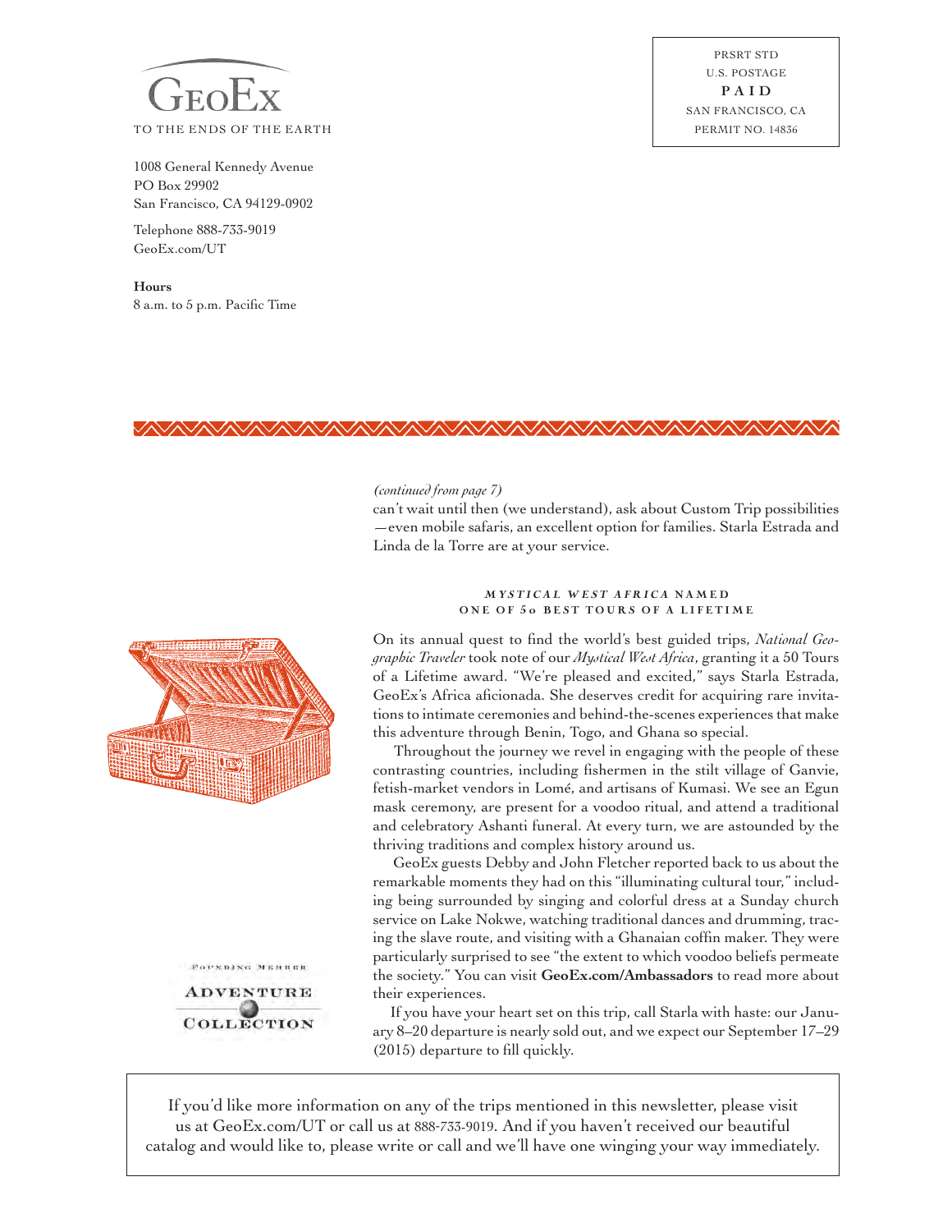GeoEx

TO THE ENDS OF THE EARTH

1008 General Kennedy Avenue
PO Box 29902
San Francisco, CA 94129-0902

Telephone 888-733-9019
GeoEx.com/UT

**Hours**
8 a.m. to 5 p.m. Pacific Time

PRSRT STD
U.S. POSTAGE
**PAID**
SAN FRANCISCO, CA
PERMIT NO. 14836

*(continued from page 7)*

can't wait until then (we understand), ask about Custom Trip possibilities—even mobile safaris, an excellent option for families. Starla Estrada and Linda de la Torre are at your service.

### *MYSTICAL WEST AFRICA* NAMED ONE OF 50 BEST TOURS OF A LIFETIME

On its annual quest to find the world's best guided trips, *National Geographic Traveler* took note of our *Mystical West Africa*, granting it a 50 Tours of a Lifetime award. "We're pleased and excited," says Starla Estrada, GeoEx's Africa aficionada. She deserves credit for acquiring rare invitations to intimate ceremonies and behind-the-scenes experiences that make this adventure through Benin, Togo, and Ghana so special.

Throughout the journey we revel in engaging with the people of these contrasting countries, including fishermen in the stilt village of Ganvie, fetish-market vendors in Lomé, and artisans of Kumasi. We see an Egun mask ceremony, are present for a voodoo ritual, and attend a traditional and celebratory Ashanti funeral. At every turn, we are astounded by the thriving traditions and complex history around us.

GeoEx guests Debby and John Fletcher reported back to us about the remarkable moments they had on this "illuminating cultural tour," including being surrounded by singing and colorful dress at a Sunday church service on Lake Nokwe, watching traditional dances and drumming, tracing the slave route, and visiting with a Ghanaian coffin maker. They were particularly surprised to see "the extent to which voodoo beliefs permeate the society." You can visit **GeoEx.com/Ambassadors** to read more about their experiences.

If you have your heart set on this trip, call Starla with haste: our January 8–20 departure is nearly sold out, and we expect our September 17–29 (2015) departure to fill quickly.

FOUNDING MEMBER
ADVENTURE COLLECTION

If you'd like more information on any of the trips mentioned in this newsletter, please visit us at GeoEx.com/UT or call us at 888-733-9019. And if you haven't received our beautiful catalog and would like to, please write or call and we'll have one winging your way immediately.